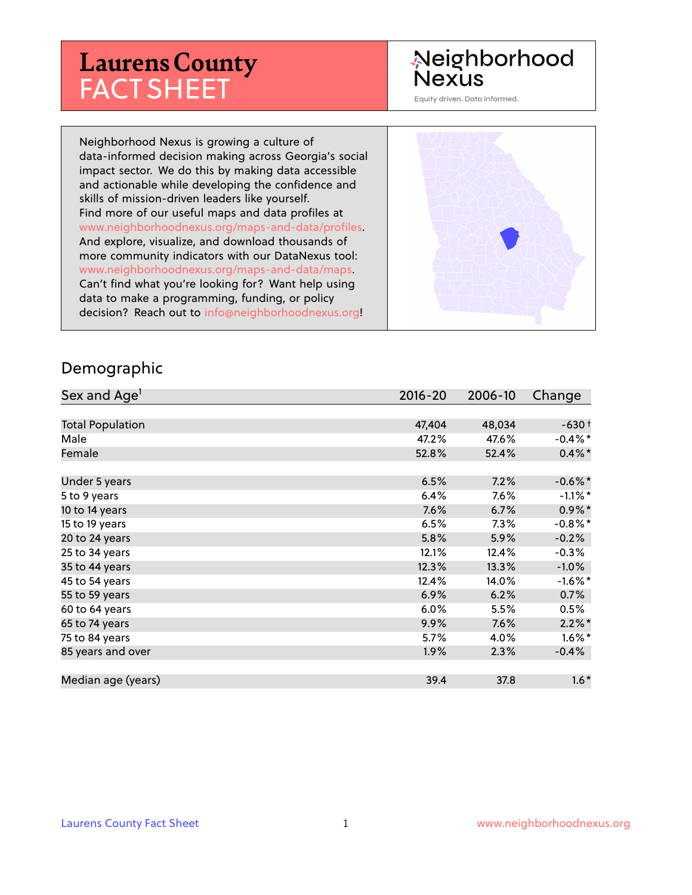# Laurens County FACT SHEET

Neighborhood Nexus

Equity driven. Data informed.

Neighborhood Nexus is growing a culture of data-informed decision making across Georgia's social impact sector. We do this by making data accessible and actionable while developing the confidence and skills of mission-driven leaders like yourself. Find more of our useful maps and data profiles at www.neighborhoodnexus.org/maps-and-data/profiles. And explore, visualize, and download thousands of more community indicators with our DataNexus tool: www.neighborhoodnexus.org/maps-and-data/maps. Can't find what you're looking for? Want help using data to make a programming, funding, or policy decision? Reach out to info@neighborhoodnexus.org!

## Demographic

| Sex and Age[1] | 2016-20 | 2006-10 | Change |
|---|---|---|---|
| Total Population | 47,404 | 48,034 | -630 † |
| Male | 47.2% | 47.6% | -0.4% * |
| Female | 52.8% | 52.4% | 0.4% * |
| | | | |
| Under 5 years | 6.5% | 7.2% | -0.6% * |
| 5 to 9 years | 6.4% | 7.6% | -1.1% * |
| 10 to 14 years | 7.6% | 6.7% | 0.9% * |
| 15 to 19 years | 6.5% | 7.3% | -0.8% * |
| 20 to 24 years | 5.8% | 5.9% | -0.2% |
| 25 to 34 years | 12.1% | 12.4% | -0.3% |
| 35 to 44 years | 12.3% | 13.3% | -1.0% |
| 45 to 54 years | 12.4% | 14.0% | -1.6% * |
| 55 to 59 years | 6.9% | 6.2% | 0.7% |
| 60 to 64 years | 6.0% | 5.5% | 0.5% |
| 65 to 74 years | 9.9% | 7.6% | 2.2% * |
| 75 to 84 years | 5.7% | 4.0% | 1.6% * |
| 85 years and over | 1.9% | 2.3% | -0.4% |
| | | | |
| Median age (years) | 39.4 | 37.8 | 1.6 * |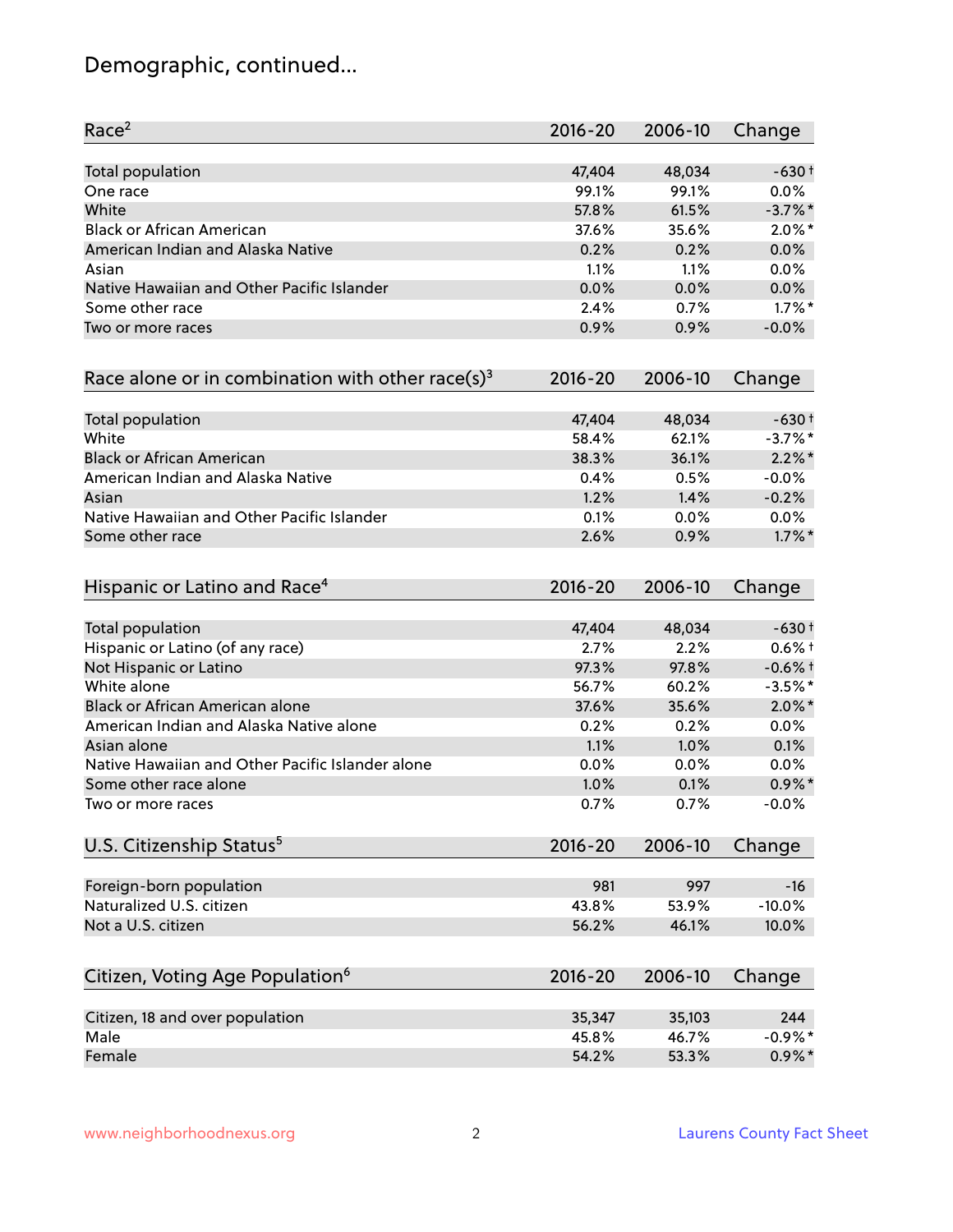# Demographic, continued...

| Race[2] | 2016-20 | 2006-10 | Change |
|---|---|---|---|
| Total population | 47,404 | 48,034 | -630 † |
| One race | 99.1% | 99.1% | 0.0% |
| White | 57.8% | 61.5% | -3.7% * |
| Black or African American | 37.6% | 35.6% | 2.0% * |
| American Indian and Alaska Native | 0.2% | 0.2% | 0.0% |
| Asian | 1.1% | 1.1% | 0.0% |
| Native Hawaiian and Other Pacific Islander | 0.0% | 0.0% | 0.0% |
| Some other race | 2.4% | 0.7% | 1.7% * |
| Two or more races | 0.9% | 0.9% | -0.0% |

| Race alone or in combination with other race(s)[3] | 2016-20 | 2006-10 | Change |
|---|---|---|---|
| Total population | 47,404 | 48,034 | -630 † |
| White | 58.4% | 62.1% | -3.7% * |
| Black or African American | 38.3% | 36.1% | 2.2% * |
| American Indian and Alaska Native | 0.4% | 0.5% | -0.0% |
| Asian | 1.2% | 1.4% | -0.2% |
| Native Hawaiian and Other Pacific Islander | 0.1% | 0.0% | 0.0% |
| Some other race | 2.6% | 0.9% | 1.7% * |

| Hispanic or Latino and Race[4] | 2016-20 | 2006-10 | Change |
|---|---|---|---|
| Total population | 47,404 | 48,034 | -630 † |
| Hispanic or Latino (of any race) | 2.7% | 2.2% | 0.6% † |
| Not Hispanic or Latino | 97.3% | 97.8% | -0.6% † |
| White alone | 56.7% | 60.2% | -3.5% * |
| Black or African American alone | 37.6% | 35.6% | 2.0% * |
| American Indian and Alaska Native alone | 0.2% | 0.2% | 0.0% |
| Asian alone | 1.1% | 1.0% | 0.1% |
| Native Hawaiian and Other Pacific Islander alone | 0.0% | 0.0% | 0.0% |
| Some other race alone | 1.0% | 0.1% | 0.9% * |
| Two or more races | 0.7% | 0.7% | -0.0% |

| U.S. Citizenship Status[5] | 2016-20 | 2006-10 | Change |
|---|---|---|---|
| Foreign-born population | 981 | 997 | -16 |
| Naturalized U.S. citizen | 43.8% | 53.9% | -10.0% |
| Not a U.S. citizen | 56.2% | 46.1% | 10.0% |

| Citizen, Voting Age Population[6] | 2016-20 | 2006-10 | Change |
|---|---|---|---|
| Citizen, 18 and over population | 35,347 | 35,103 | 244 |
| Male | 45.8% | 46.7% | -0.9% * |
| Female | 54.2% | 53.3% | 0.9% * |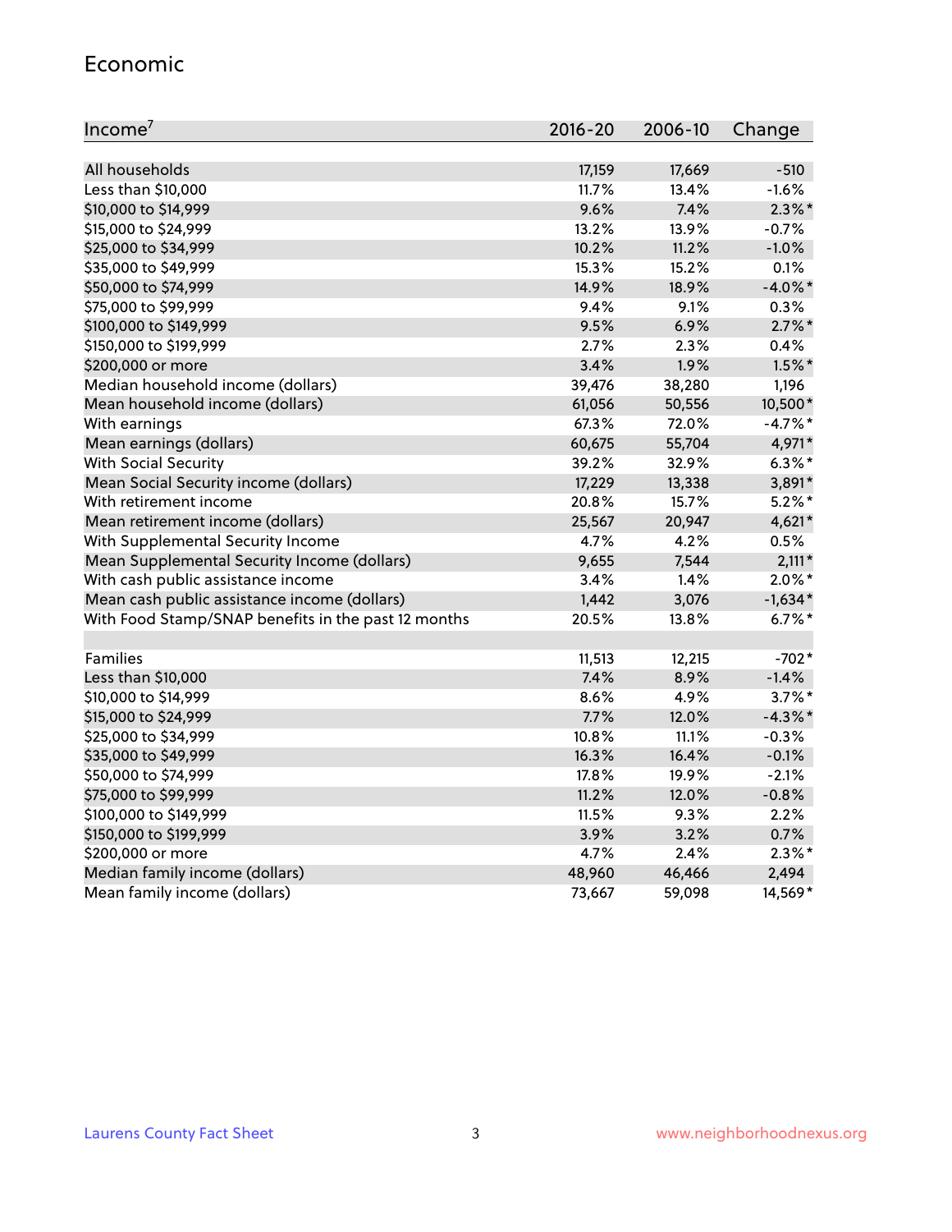## Economic

| Income[7] | 2016-20 | 2006-10 | Change |
|---|---|---|---|
| All households | 17,159 | 17,669 | -510 |
| Less than $10,000 | 11.7% | 13.4% | -1.6% |
| $10,000 to $14,999 | 9.6% | 7.4% | 2.3%* |
| $15,000 to $24,999 | 13.2% | 13.9% | -0.7% |
| $25,000 to $34,999 | 10.2% | 11.2% | -1.0% |
| $35,000 to $49,999 | 15.3% | 15.2% | 0.1% |
| $50,000 to $74,999 | 14.9% | 18.9% | -4.0%* |
| $75,000 to $99,999 | 9.4% | 9.1% | 0.3% |
| $100,000 to $149,999 | 9.5% | 6.9% | 2.7%* |
| $150,000 to $199,999 | 2.7% | 2.3% | 0.4% |
| $200,000 or more | 3.4% | 1.9% | 1.5%* |
| Median household income (dollars) | 39,476 | 38,280 | 1,196 |
| Mean household income (dollars) | 61,056 | 50,556 | 10,500* |
| With earnings | 67.3% | 72.0% | -4.7%* |
| Mean earnings (dollars) | 60,675 | 55,704 | 4,971* |
| With Social Security | 39.2% | 32.9% | 6.3%* |
| Mean Social Security income (dollars) | 17,229 | 13,338 | 3,891* |
| With retirement income | 20.8% | 15.7% | 5.2%* |
| Mean retirement income (dollars) | 25,567 | 20,947 | 4,621* |
| With Supplemental Security Income | 4.7% | 4.2% | 0.5% |
| Mean Supplemental Security Income (dollars) | 9,655 | 7,544 | 2,111* |
| With cash public assistance income | 3.4% | 1.4% | 2.0%* |
| Mean cash public assistance income (dollars) | 1,442 | 3,076 | -1,634* |
| With Food Stamp/SNAP benefits in the past 12 months | 20.5% | 13.8% | 6.7%* |
| | | | |
| Families | 11,513 | 12,215 | -702* |
| Less than $10,000 | 7.4% | 8.9% | -1.4% |
| $10,000 to $14,999 | 8.6% | 4.9% | 3.7%* |
| $15,000 to $24,999 | 7.7% | 12.0% | -4.3%* |
| $25,000 to $34,999 | 10.8% | 11.1% | -0.3% |
| $35,000 to $49,999 | 16.3% | 16.4% | -0.1% |
| $50,000 to $74,999 | 17.8% | 19.9% | -2.1% |
| $75,000 to $99,999 | 11.2% | 12.0% | -0.8% |
| $100,000 to $149,999 | 11.5% | 9.3% | 2.2% |
| $150,000 to $199,999 | 3.9% | 3.2% | 0.7% |
| $200,000 or more | 4.7% | 2.4% | 2.3%* |
| Median family income (dollars) | 48,960 | 46,466 | 2,494 |
| Mean family income (dollars) | 73,667 | 59,098 | 14,569* |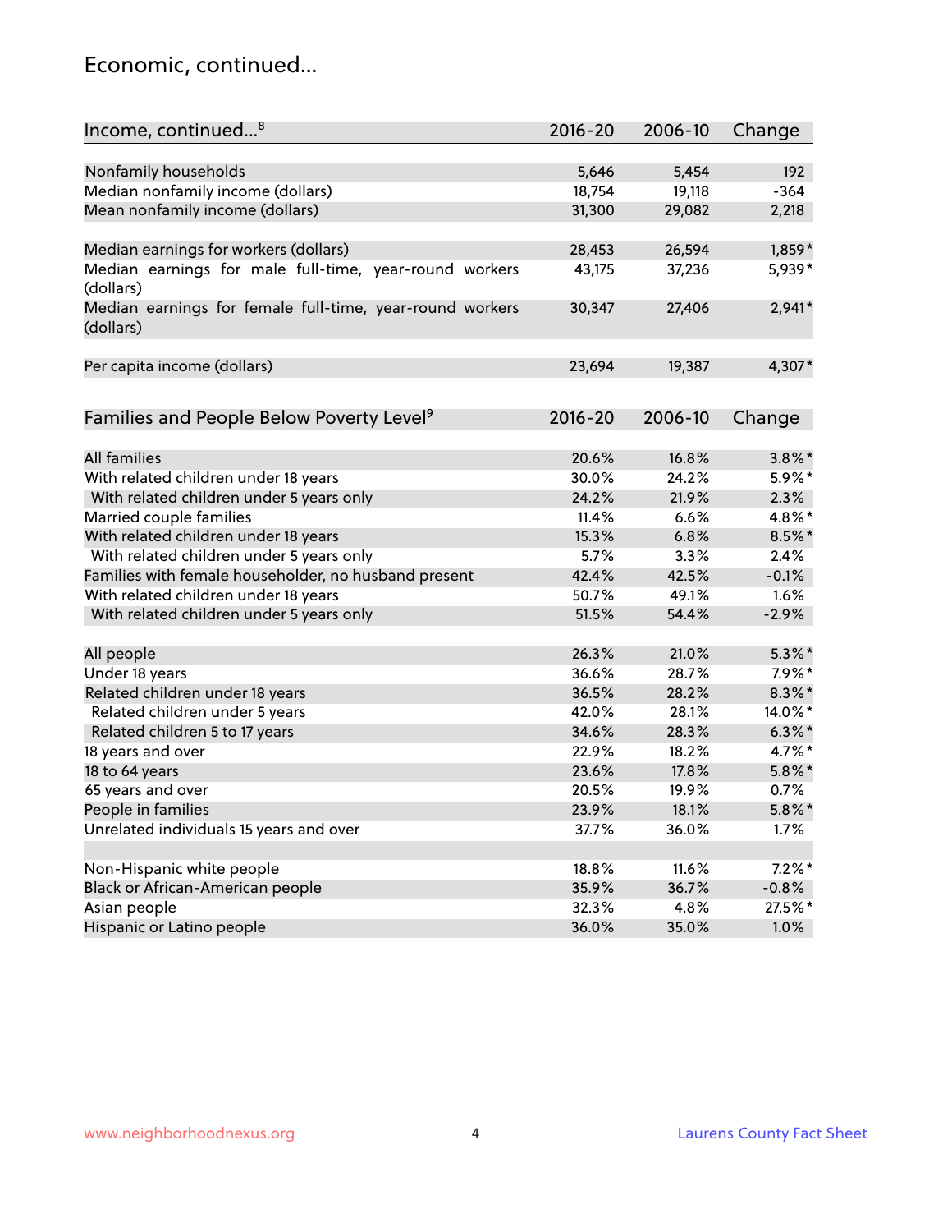## Economic, continued...

| Income, continued...[8] | 2016-20 | 2006-10 | Change |
|---|---|---|---|
| Nonfamily households | 5,646 | 5,454 | 192 |
| Median nonfamily income (dollars) | 18,754 | 19,118 | -364 |
| Mean nonfamily income (dollars) | 31,300 | 29,082 | 2,218 |
| Median earnings for workers (dollars) | 28,453 | 26,594 | 1,859* |
| Median earnings for male full-time, year-round workers (dollars) | 43,175 | 37,236 | 5,939* |
| Median earnings for female full-time, year-round workers (dollars) | 30,347 | 27,406 | 2,941* |
| Per capita income (dollars) | 23,694 | 19,387 | 4,307* |

| Families and People Below Poverty Level[9] | 2016-20 | 2006-10 | Change |
|---|---|---|---|
| All families | 20.6% | 16.8% | 3.8%* |
| With related children under 18 years | 30.0% | 24.2% | 5.9%* |
| With related children under 5 years only | 24.2% | 21.9% | 2.3% |
| Married couple families | 11.4% | 6.6% | 4.8%* |
| With related children under 18 years | 15.3% | 6.8% | 8.5%* |
| With related children under 5 years only | 5.7% | 3.3% | 2.4% |
| Families with female householder, no husband present | 42.4% | 42.5% | -0.1% |
| With related children under 18 years | 50.7% | 49.1% | 1.6% |
| With related children under 5 years only | 51.5% | 54.4% | -2.9% |
| All people | 26.3% | 21.0% | 5.3%* |
| Under 18 years | 36.6% | 28.7% | 7.9%* |
| Related children under 18 years | 36.5% | 28.2% | 8.3%* |
| Related children under 5 years | 42.0% | 28.1% | 14.0%* |
| Related children 5 to 17 years | 34.6% | 28.3% | 6.3%* |
| 18 years and over | 22.9% | 18.2% | 4.7%* |
| 18 to 64 years | 23.6% | 17.8% | 5.8%* |
| 65 years and over | 20.5% | 19.9% | 0.7% |
| People in families | 23.9% | 18.1% | 5.8%* |
| Unrelated individuals 15 years and over | 37.7% | 36.0% | 1.7% |
| Non-Hispanic white people | 18.8% | 11.6% | 7.2%* |
| Black or African-American people | 35.9% | 36.7% | -0.8% |
| Asian people | 32.3% | 4.8% | 27.5%* |
| Hispanic or Latino people | 36.0% | 35.0% | 1.0% |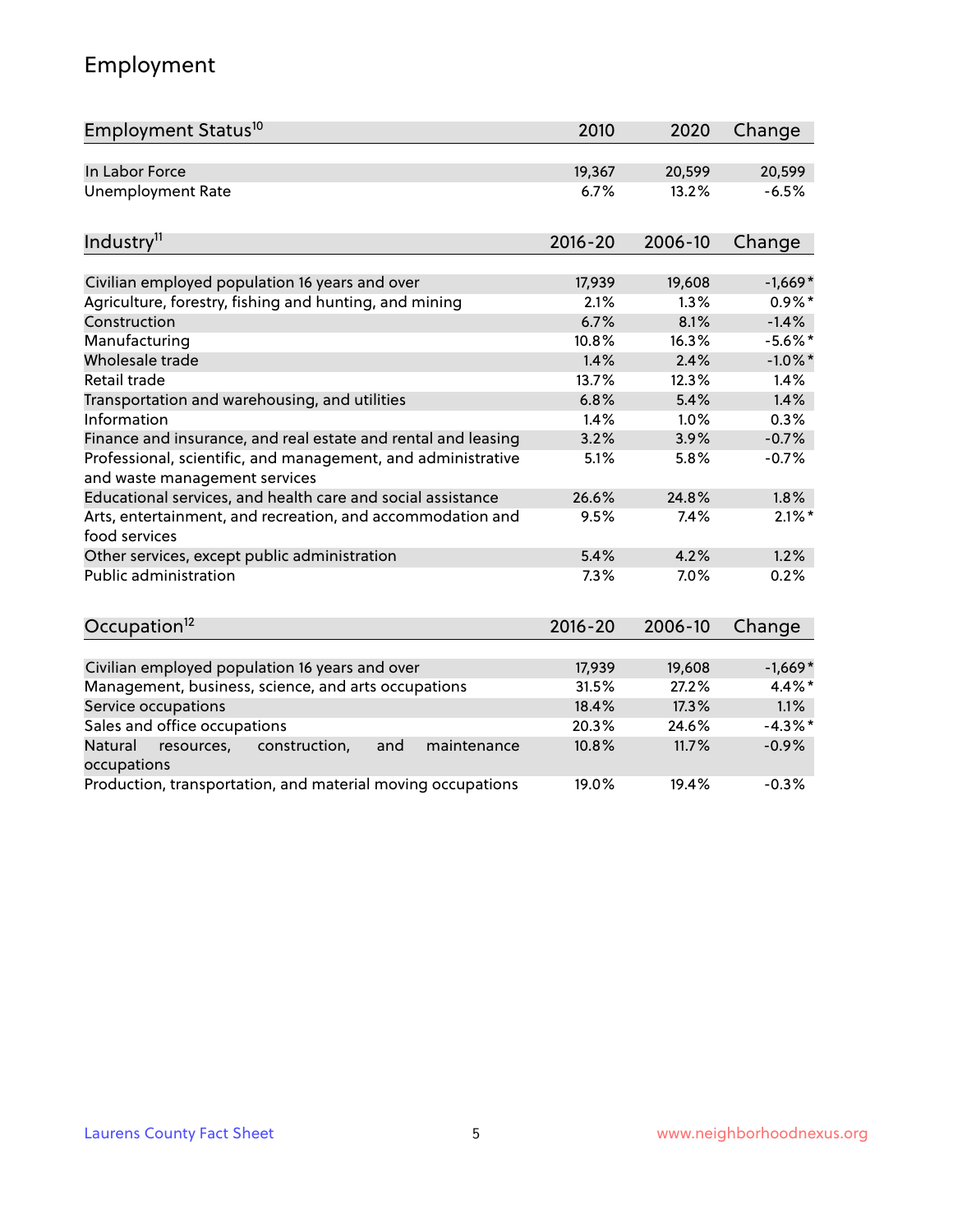# Employment

| Employment Status[10] | 2010 | 2020 | Change |
|---|---|---|---|
| In Labor Force | 19,367 | 20,599 | 20,599 |
| Unemployment Rate | 6.7% | 13.2% | -6.5% |

| Industry[11] | 2016-20 | 2006-10 | Change |
|---|---|---|---|
| Civilian employed population 16 years and over | 17,939 | 19,608 | -1,669* |
| Agriculture, forestry, fishing and hunting, and mining | 2.1% | 1.3% | 0.9%* |
| Construction | 6.7% | 8.1% | -1.4% |
| Manufacturing | 10.8% | 16.3% | -5.6%* |
| Wholesale trade | 1.4% | 2.4% | -1.0%* |
| Retail trade | 13.7% | 12.3% | 1.4% |
| Transportation and warehousing, and utilities | 6.8% | 5.4% | 1.4% |
| Information | 1.4% | 1.0% | 0.3% |
| Finance and insurance, and real estate and rental and leasing | 3.2% | 3.9% | -0.7% |
| Professional, scientific, and management, and administrative and waste management services | 5.1% | 5.8% | -0.7% |
| Educational services, and health care and social assistance | 26.6% | 24.8% | 1.8% |
| Arts, entertainment, and recreation, and accommodation and food services | 9.5% | 7.4% | 2.1%* |
| Other services, except public administration | 5.4% | 4.2% | 1.2% |
| Public administration | 7.3% | 7.0% | 0.2% |

| Occupation[12] | 2016-20 | 2006-10 | Change |
|---|---|---|---|
| Civilian employed population 16 years and over | 17,939 | 19,608 | -1,669* |
| Management, business, science, and arts occupations | 31.5% | 27.2% | 4.4%* |
| Service occupations | 18.4% | 17.3% | 1.1% |
| Sales and office occupations | 20.3% | 24.6% | -4.3%* |
| Natural resources, construction, and maintenance occupations | 10.8% | 11.7% | -0.9% |
| Production, transportation, and material moving occupations | 19.0% | 19.4% | -0.3% |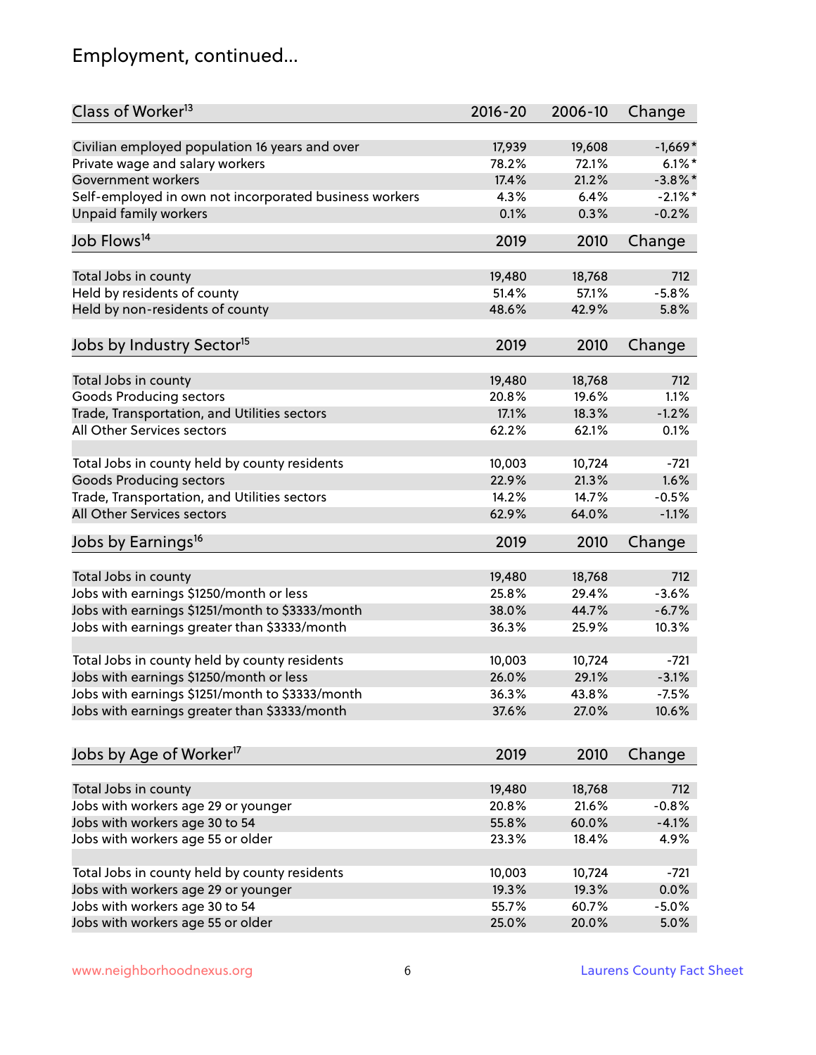## Employment, continued...

| Class of Worker[13] | 2016-20 | 2006-10 | Change |
|---|---|---|---|
| Civilian employed population 16 years and over | 17,939 | 19,608 | -1,669* |
| Private wage and salary workers | 78.2% | 72.1% | 6.1%* |
| Government workers | 17.4% | 21.2% | -3.8%* |
| Self-employed in own not incorporated business workers | 4.3% | 6.4% | -2.1%* |
| Unpaid family workers | 0.1% | 0.3% | -0.2% |

| Job Flows[14] | 2019 | 2010 | Change |
|---|---|---|---|
| Total Jobs in county | 19,480 | 18,768 | 712 |
| Held by residents of county | 51.4% | 57.1% | -5.8% |
| Held by non-residents of county | 48.6% | 42.9% | 5.8% |

| Jobs by Industry Sector[15] | 2019 | 2010 | Change |
|---|---|---|---|
| Total Jobs in county | 19,480 | 18,768 | 712 |
| Goods Producing sectors | 20.8% | 19.6% | 1.1% |
| Trade, Transportation, and Utilities sectors | 17.1% | 18.3% | -1.2% |
| All Other Services sectors | 62.2% | 62.1% | 0.1% |
| | | | |
| Total Jobs in county held by county residents | 10,003 | 10,724 | -721 |
| Goods Producing sectors | 22.9% | 21.3% | 1.6% |
| Trade, Transportation, and Utilities sectors | 14.2% | 14.7% | -0.5% |
| All Other Services sectors | 62.9% | 64.0% | -1.1% |

| Jobs by Earnings[16] | 2019 | 2010 | Change |
|---|---|---|---|
| Total Jobs in county | 19,480 | 18,768 | 712 |
| Jobs with earnings $1250/month or less | 25.8% | 29.4% | -3.6% |
| Jobs with earnings $1251/month to $3333/month | 38.0% | 44.7% | -6.7% |
| Jobs with earnings greater than $3333/month | 36.3% | 25.9% | 10.3% |
| | | | |
| Total Jobs in county held by county residents | 10,003 | 10,724 | -721 |
| Jobs with earnings $1250/month or less | 26.0% | 29.1% | -3.1% |
| Jobs with earnings $1251/month to $3333/month | 36.3% | 43.8% | -7.5% |
| Jobs with earnings greater than $3333/month | 37.6% | 27.0% | 10.6% |

| Jobs by Age of Worker[17] | 2019 | 2010 | Change |
|---|---|---|---|
| Total Jobs in county | 19,480 | 18,768 | 712 |
| Jobs with workers age 29 or younger | 20.8% | 21.6% | -0.8% |
| Jobs with workers age 30 to 54 | 55.8% | 60.0% | -4.1% |
| Jobs with workers age 55 or older | 23.3% | 18.4% | 4.9% |
| | | | |
| Total Jobs in county held by county residents | 10,003 | 10,724 | -721 |
| Jobs with workers age 29 or younger | 19.3% | 19.3% | 0.0% |
| Jobs with workers age 30 to 54 | 55.7% | 60.7% | -5.0% |
| Jobs with workers age 55 or older | 25.0% | 20.0% | 5.0% |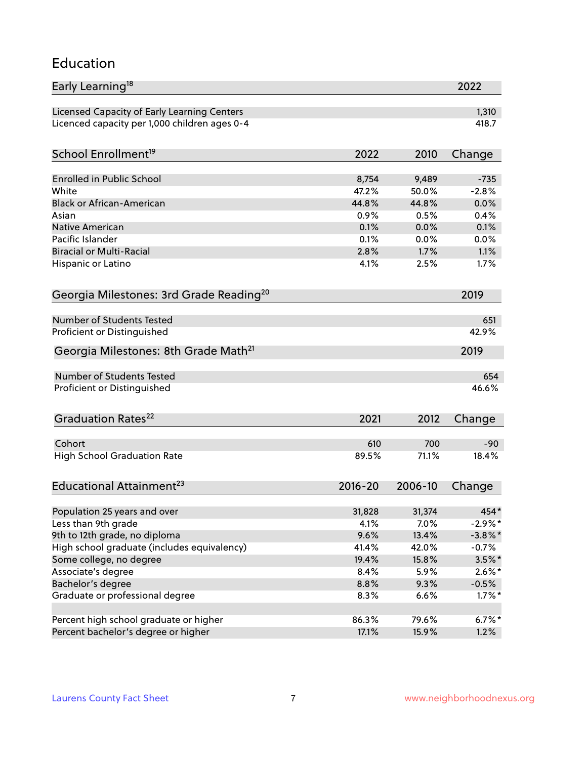## Education

| Early Learning[18] | 2022 |
|---|---|
| Licensed Capacity of Early Learning Centers | 1,310 |
| Licenced capacity per 1,000 children ages 0-4 | 418.7 |

| School Enrollment[19] | 2022 | 2010 | Change |
|---|---|---|---|
| Enrolled in Public School | 8,754 | 9,489 | -735 |
| White | 47.2% | 50.0% | -2.8% |
| Black or African-American | 44.8% | 44.8% | 0.0% |
| Asian | 0.9% | 0.5% | 0.4% |
| Native American | 0.1% | 0.0% | 0.1% |
| Pacific Islander | 0.1% | 0.0% | 0.0% |
| Biracial or Multi-Racial | 2.8% | 1.7% | 1.1% |
| Hispanic or Latino | 4.1% | 2.5% | 1.7% |

| Georgia Milestones: 3rd Grade Reading[20] | 2019 |
|---|---|
| Number of Students Tested | 651 |
| Proficient or Distinguished | 42.9% |

| Georgia Milestones: 8th Grade Math[21] | 2019 |
|---|---|
| Number of Students Tested | 654 |
| Proficient or Distinguished | 46.6% |

| Graduation Rates[22] | 2021 | 2012 | Change |
|---|---|---|---|
| Cohort | 610 | 700 | -90 |
| High School Graduation Rate | 89.5% | 71.1% | 18.4% |

| Educational Attainment[23] | 2016-20 | 2006-10 | Change |
|---|---|---|---|
| Population 25 years and over | 31,828 | 31,374 | 454* |
| Less than 9th grade | 4.1% | 7.0% | -2.9%* |
| 9th to 12th grade, no diploma | 9.6% | 13.4% | -3.8%* |
| High school graduate (includes equivalency) | 41.4% | 42.0% | -0.7% |
| Some college, no degree | 19.4% | 15.8% | 3.5%* |
| Associate's degree | 8.4% | 5.9% | 2.6%* |
| Bachelor's degree | 8.8% | 9.3% | -0.5% |
| Graduate or professional degree | 8.3% | 6.6% | 1.7%* |
| | | | |
| Percent high school graduate or higher | 86.3% | 79.6% | 6.7%* |
| Percent bachelor's degree or higher | 17.1% | 15.9% | 1.2% |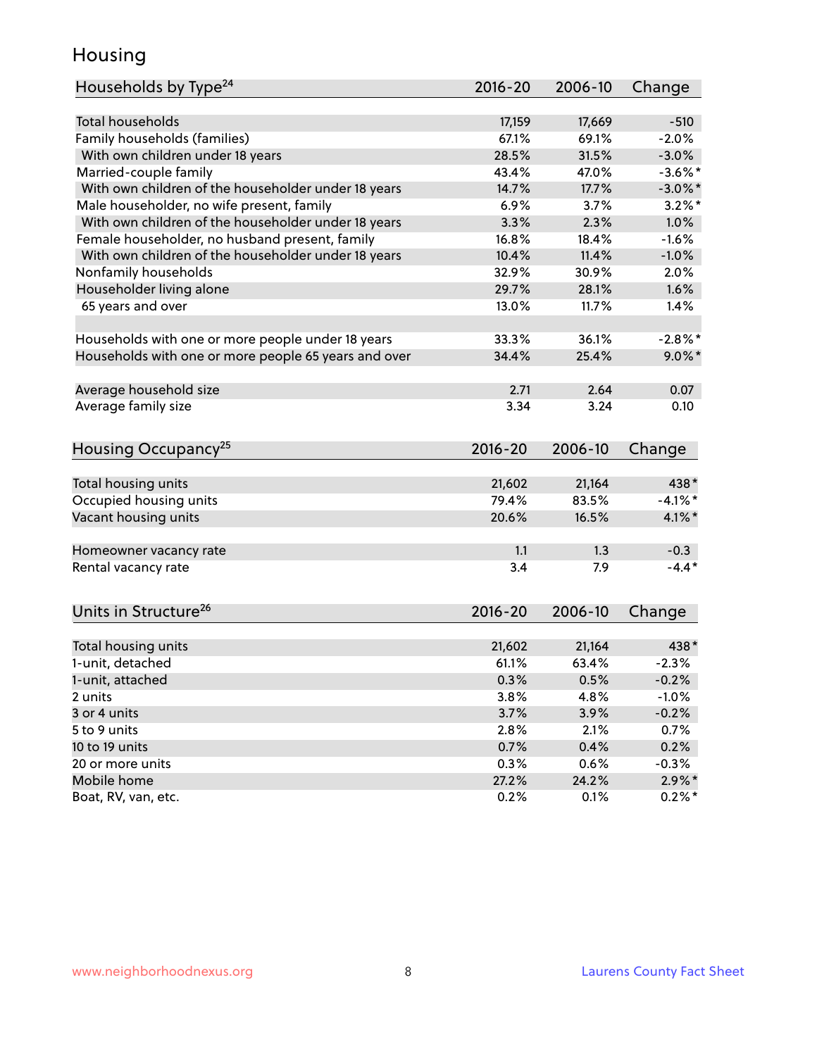# Housing

| Households by Type[24] | 2016-20 | 2006-10 | Change |
|---|---|---|---|
| Total households | 17,159 | 17,669 | -510 |
| Family households (families) | 67.1% | 69.1% | -2.0% |
| With own children under 18 years | 28.5% | 31.5% | -3.0% |
| Married-couple family | 43.4% | 47.0% | -3.6%* |
| With own children of the householder under 18 years | 14.7% | 17.7% | -3.0%* |
| Male householder, no wife present, family | 6.9% | 3.7% | 3.2%* |
| With own children of the householder under 18 years | 3.3% | 2.3% | 1.0% |
| Female householder, no husband present, family | 16.8% | 18.4% | -1.6% |
| With own children of the householder under 18 years | 10.4% | 11.4% | -1.0% |
| Nonfamily households | 32.9% | 30.9% | 2.0% |
| Householder living alone | 29.7% | 28.1% | 1.6% |
| 65 years and over | 13.0% | 11.7% | 1.4% |
| | | | |
| Households with one or more people under 18 years | 33.3% | 36.1% | -2.8%* |
| Households with one or more people 65 years and over | 34.4% | 25.4% | 9.0%* |
| | | | |
| Average household size | 2.71 | 2.64 | 0.07 |
| Average family size | 3.34 | 3.24 | 0.10 |

| Housing Occupancy[25] | 2016-20 | 2006-10 | Change |
|---|---|---|---|
| Total housing units | 21,602 | 21,164 | 438* |
| Occupied housing units | 79.4% | 83.5% | -4.1%* |
| Vacant housing units | 20.6% | 16.5% | 4.1%* |
| | | | |
| Homeowner vacancy rate | 1.1 | 1.3 | -0.3 |
| Rental vacancy rate | 3.4 | 7.9 | -4.4* |

| Units in Structure[26] | 2016-20 | 2006-10 | Change |
|---|---|---|---|
| Total housing units | 21,602 | 21,164 | 438* |
| 1-unit, detached | 61.1% | 63.4% | -2.3% |
| 1-unit, attached | 0.3% | 0.5% | -0.2% |
| 2 units | 3.8% | 4.8% | -1.0% |
| 3 or 4 units | 3.7% | 3.9% | -0.2% |
| 5 to 9 units | 2.8% | 2.1% | 0.7% |
| 10 to 19 units | 0.7% | 0.4% | 0.2% |
| 20 or more units | 0.3% | 0.6% | -0.3% |
| Mobile home | 27.2% | 24.2% | 2.9%* |
| Boat, RV, van, etc. | 0.2% | 0.1% | 0.2%* |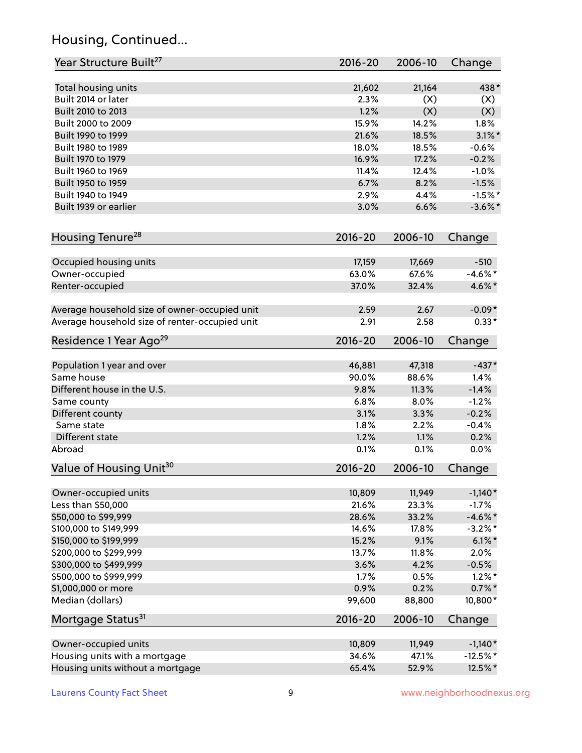## Housing, Continued...

| Year Structure Built[27] | 2016-20 | 2006-10 | Change |
|---|---|---|---|
| Total housing units | 21,602 | 21,164 | 438* |
| Built 2014 or later | 2.3% | (X) | (X) |
| Built 2010 to 2013 | 1.2% | (X) | (X) |
| Built 2000 to 2009 | 15.9% | 14.2% | 1.8% |
| Built 1990 to 1999 | 21.6% | 18.5% | 3.1%* |
| Built 1980 to 1989 | 18.0% | 18.5% | -0.6% |
| Built 1970 to 1979 | 16.9% | 17.2% | -0.2% |
| Built 1960 to 1969 | 11.4% | 12.4% | -1.0% |
| Built 1950 to 1959 | 6.7% | 8.2% | -1.5% |
| Built 1940 to 1949 | 2.9% | 4.4% | -1.5%* |
| Built 1939 or earlier | 3.0% | 6.6% | -3.6%* |

| Housing Tenure[28] | 2016-20 | 2006-10 | Change |
|---|---|---|---|
| Occupied housing units | 17,159 | 17,669 | -510 |
| Owner-occupied | 63.0% | 67.6% | -4.6%* |
| Renter-occupied | 37.0% | 32.4% | 4.6%* |
| Average household size of owner-occupied unit | 2.59 | 2.67 | -0.09* |
| Average household size of renter-occupied unit | 2.91 | 2.58 | 0.33* |

| Residence 1 Year Ago[29] | 2016-20 | 2006-10 | Change |
|---|---|---|---|
| Population 1 year and over | 46,881 | 47,318 | -437* |
| Same house | 90.0% | 88.6% | 1.4% |
| Different house in the U.S. | 9.8% | 11.3% | -1.4% |
| Same county | 6.8% | 8.0% | -1.2% |
| Different county | 3.1% | 3.3% | -0.2% |
| Same state | 1.8% | 2.2% | -0.4% |
| Different state | 1.2% | 1.1% | 0.2% |
| Abroad | 0.1% | 0.1% | 0.0% |

| Value of Housing Unit[30] | 2016-20 | 2006-10 | Change |
|---|---|---|---|
| Owner-occupied units | 10,809 | 11,949 | -1,140* |
| Less than $50,000 | 21.6% | 23.3% | -1.7% |
| $50,000 to $99,999 | 28.6% | 33.2% | -4.6%* |
| $100,000 to $149,999 | 14.6% | 17.8% | -3.2%* |
| $150,000 to $199,999 | 15.2% | 9.1% | 6.1%* |
| $200,000 to $299,999 | 13.7% | 11.8% | 2.0% |
| $300,000 to $499,999 | 3.6% | 4.2% | -0.5% |
| $500,000 to $999,999 | 1.7% | 0.5% | 1.2%* |
| $1,000,000 or more | 0.9% | 0.2% | 0.7%* |
| Median (dollars) | 99,600 | 88,800 | 10,800* |

| Mortgage Status[31] | 2016-20 | 2006-10 | Change |
|---|---|---|---|
| Owner-occupied units | 10,809 | 11,949 | -1,140* |
| Housing units with a mortgage | 34.6% | 47.1% | -12.5%* |
| Housing units without a mortgage | 65.4% | 52.9% | 12.5%* |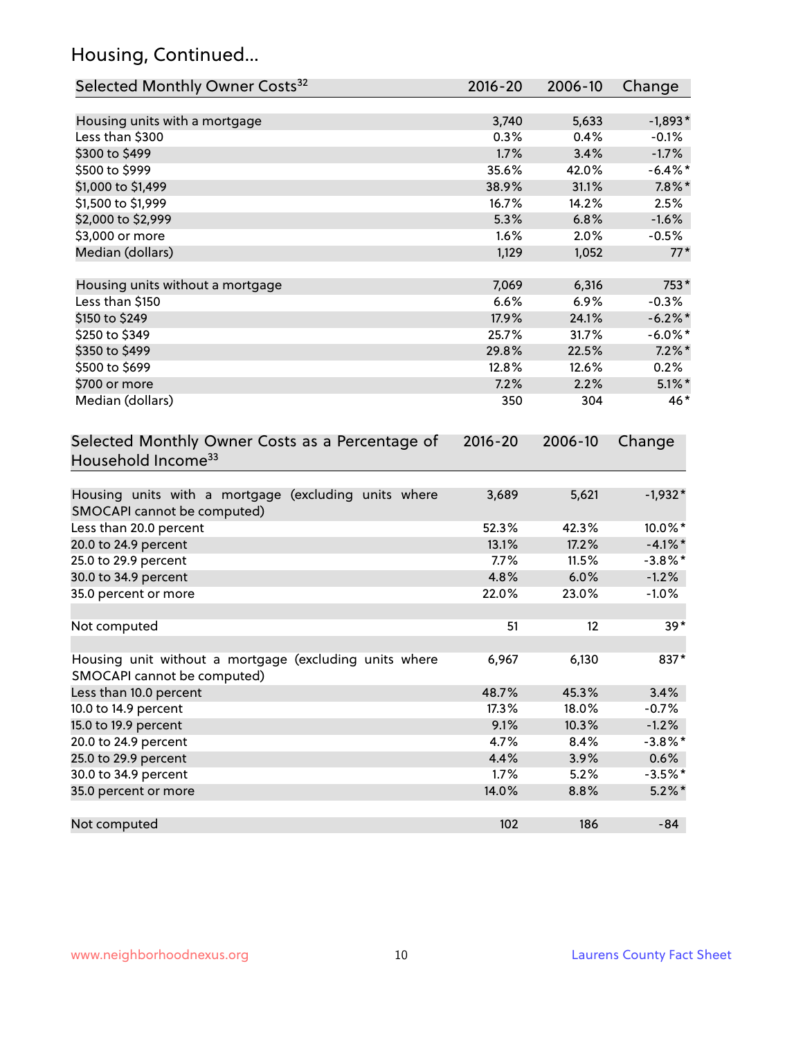## Housing, Continued...

| Selected Monthly Owner Costs[32] | 2016-20 | 2006-10 | Change |
|---|---|---|---|
| Housing units with a mortgage | 3,740 | 5,633 | -1,893* |
| Less than $300 | 0.3% | 0.4% | -0.1% |
| $300 to $499 | 1.7% | 3.4% | -1.7% |
| $500 to $999 | 35.6% | 42.0% | -6.4%* |
| $1,000 to $1,499 | 38.9% | 31.1% | 7.8%* |
| $1,500 to $1,999 | 16.7% | 14.2% | 2.5% |
| $2,000 to $2,999 | 5.3% | 6.8% | -1.6% |
| $3,000 or more | 1.6% | 2.0% | -0.5% |
| Median (dollars) | 1,129 | 1,052 | 77* |
| | | | |
| Housing units without a mortgage | 7,069 | 6,316 | 753* |
| Less than $150 | 6.6% | 6.9% | -0.3% |
| $150 to $249 | 17.9% | 24.1% | -6.2%* |
| $250 to $349 | 25.7% | 31.7% | -6.0%* |
| $350 to $499 | 29.8% | 22.5% | 7.2%* |
| $500 to $699 | 12.8% | 12.6% | 0.2% |
| $700 or more | 7.2% | 2.2% | 5.1%* |
| Median (dollars) | 350 | 304 | 46* |

| Selected Monthly Owner Costs as a Percentage of Household Income[33] | 2016-20 | 2006-10 | Change |
|---|---|---|---|
| Housing units with a mortgage (excluding units where SMOCAPI cannot be computed) | 3,689 | 5,621 | -1,932* |
| Less than 20.0 percent | 52.3% | 42.3% | 10.0%* |
| 20.0 to 24.9 percent | 13.1% | 17.2% | -4.1%* |
| 25.0 to 29.9 percent | 7.7% | 11.5% | -3.8%* |
| 30.0 to 34.9 percent | 4.8% | 6.0% | -1.2% |
| 35.0 percent or more | 22.0% | 23.0% | -1.0% |
| | | | |
| Not computed | 51 | 12 | 39* |
| | | | |
| Housing unit without a mortgage (excluding units where SMOCAPI cannot be computed) | 6,967 | 6,130 | 837* |
| Less than 10.0 percent | 48.7% | 45.3% | 3.4% |
| 10.0 to 14.9 percent | 17.3% | 18.0% | -0.7% |
| 15.0 to 19.9 percent | 9.1% | 10.3% | -1.2% |
| 20.0 to 24.9 percent | 4.7% | 8.4% | -3.8%* |
| 25.0 to 29.9 percent | 4.4% | 3.9% | 0.6% |
| 30.0 to 34.9 percent | 1.7% | 5.2% | -3.5%* |
| 35.0 percent or more | 14.0% | 8.8% | 5.2%* |
| | | | |
| Not computed | 102 | 186 | -84 |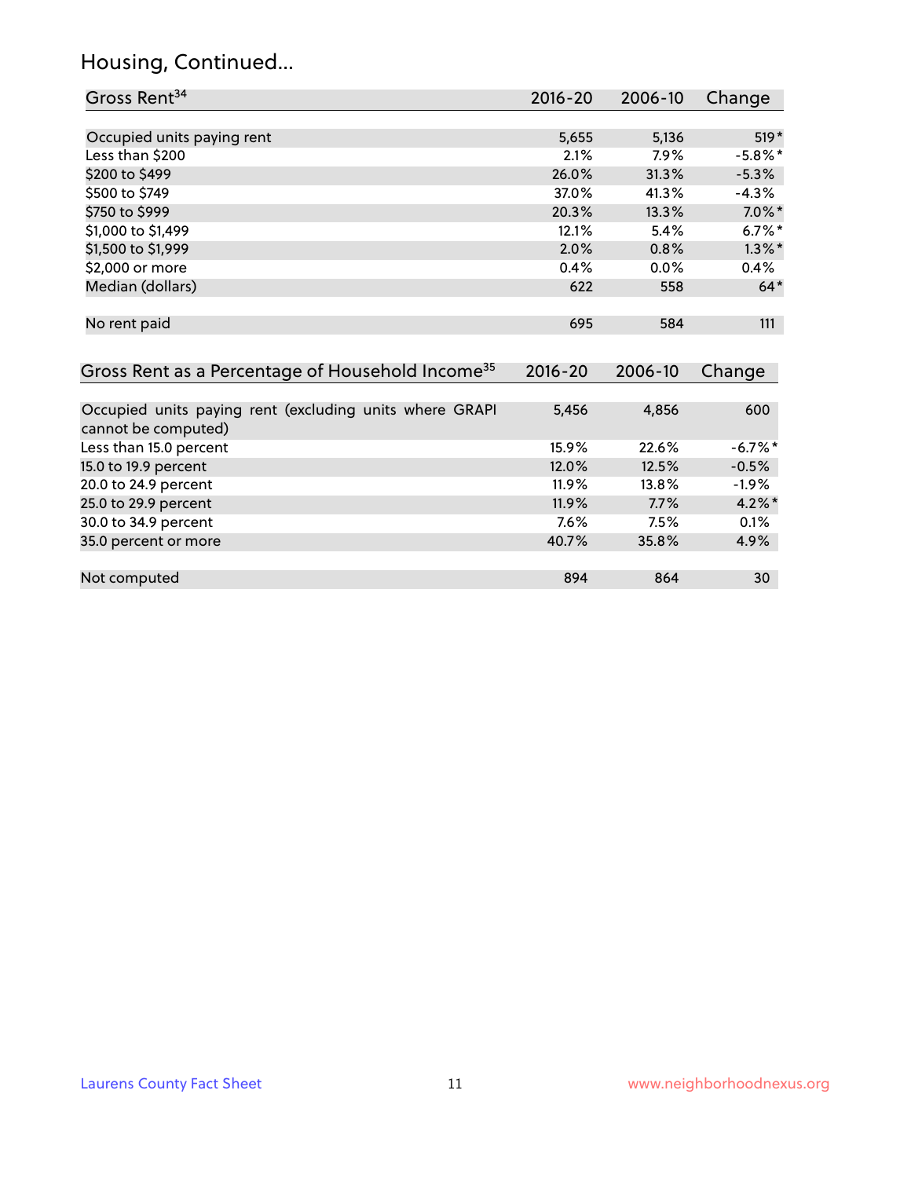## Housing, Continued...

| Gross Rent[34] | 2016-20 | 2006-10 | Change |
|---|---|---|---|
| Occupied units paying rent | 5,655 | 5,136 | 519* |
| Less than $200 | 2.1% | 7.9% | -5.8%* |
| $200 to $499 | 26.0% | 31.3% | -5.3% |
| $500 to $749 | 37.0% | 41.3% | -4.3% |
| $750 to $999 | 20.3% | 13.3% | 7.0%* |
| $1,000 to $1,499 | 12.1% | 5.4% | 6.7%* |
| $1,500 to $1,999 | 2.0% | 0.8% | 1.3%* |
| $2,000 or more | 0.4% | 0.0% | 0.4% |
| Median (dollars) | 622 | 558 | 64* |
| No rent paid | 695 | 584 | 111 |

| Gross Rent as a Percentage of Household Income[35] | 2016-20 | 2006-10 | Change |
|---|---|---|---|
| Occupied units paying rent (excluding units where GRAPI cannot be computed) | 5,456 | 4,856 | 600 |
| Less than 15.0 percent | 15.9% | 22.6% | -6.7%* |
| 15.0 to 19.9 percent | 12.0% | 12.5% | -0.5% |
| 20.0 to 24.9 percent | 11.9% | 13.8% | -1.9% |
| 25.0 to 29.9 percent | 11.9% | 7.7% | 4.2%* |
| 30.0 to 34.9 percent | 7.6% | 7.5% | 0.1% |
| 35.0 percent or more | 40.7% | 35.8% | 4.9% |
| Not computed | 894 | 864 | 30 |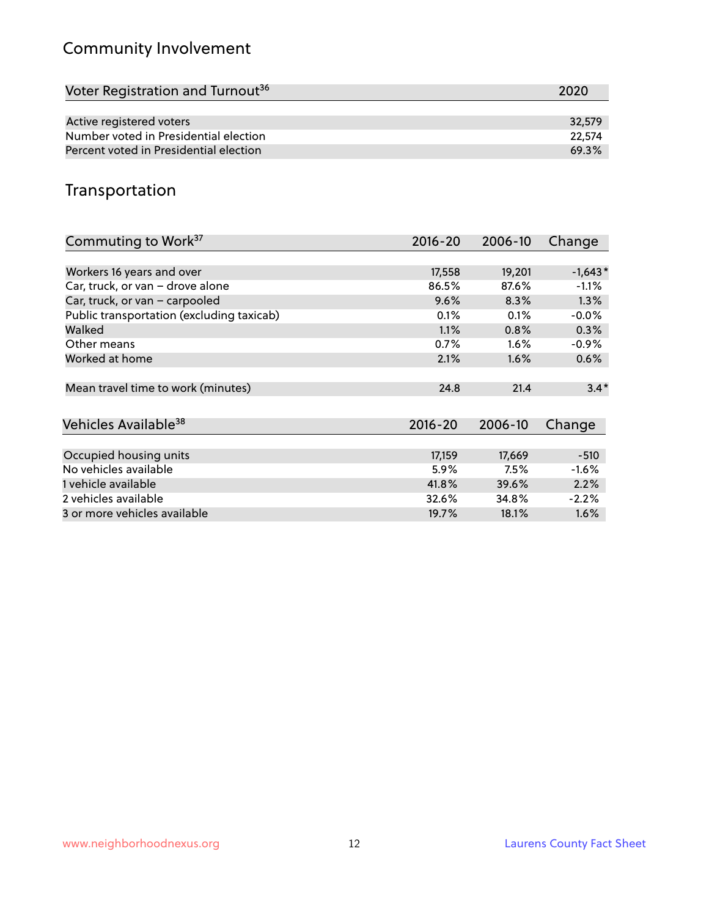## Community Involvement

| Voter Registration and Turnout[36] | 2020 |
|---|---|
| Active registered voters | 32,579 |
| Number voted in Presidential election | 22,574 |
| Percent voted in Presidential election | 69.3% |

## Transportation

| Commuting to Work[37] | 2016-20 | 2006-10 | Change |
|---|---|---|---|
| Workers 16 years and over | 17,558 | 19,201 | -1,643* |
| Car, truck, or van – drove alone | 86.5% | 87.6% | -1.1% |
| Car, truck, or van – carpooled | 9.6% | 8.3% | 1.3% |
| Public transportation (excluding taxicab) | 0.1% | 0.1% | -0.0% |
| Walked | 1.1% | 0.8% | 0.3% |
| Other means | 0.7% | 1.6% | -0.9% |
| Worked at home | 2.1% | 1.6% | 0.6% |
| Mean travel time to work (minutes) | 24.8 | 21.4 | 3.4* |

| Vehicles Available[38] | 2016-20 | 2006-10 | Change |
|---|---|---|---|
| Occupied housing units | 17,159 | 17,669 | -510 |
| No vehicles available | 5.9% | 7.5% | -1.6% |
| 1 vehicle available | 41.8% | 39.6% | 2.2% |
| 2 vehicles available | 32.6% | 34.8% | -2.2% |
| 3 or more vehicles available | 19.7% | 18.1% | 1.6% |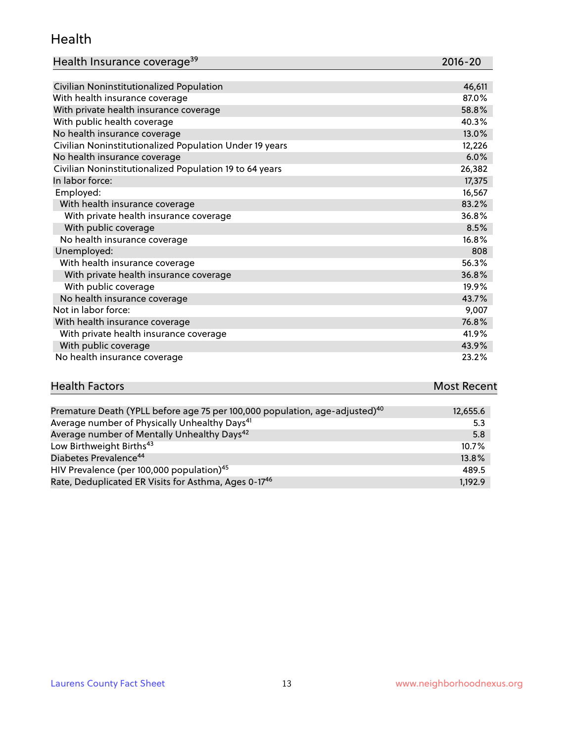# Health

| Health Insurance coverage[39] | 2016-20 |
| --- | --- |
| Civilian Noninstitutionalized Population | 46,611 |
| With health insurance coverage | 87.0% |
| With private health insurance coverage | 58.8% |
| With public health coverage | 40.3% |
| No health insurance coverage | 13.0% |
| Civilian Noninstitutionalized Population Under 19 years | 12,226 |
| No health insurance coverage | 6.0% |
| Civilian Noninstitutionalized Population 19 to 64 years | 26,382 |
| In labor force: | 17,375 |
| Employed: | 16,567 |
| With health insurance coverage | 83.2% |
| With private health insurance coverage | 36.8% |
| With public coverage | 8.5% |
| No health insurance coverage | 16.8% |
| Unemployed: | 808 |
| With health insurance coverage | 56.3% |
| With private health insurance coverage | 36.8% |
| With public coverage | 19.9% |
| No health insurance coverage | 43.7% |
| Not in labor force: | 9,007 |
| With health insurance coverage | 76.8% |
| With private health insurance coverage | 41.9% |
| With public coverage | 43.9% |
| No health insurance coverage | 23.2% |

| Health Factors | Most Recent |
| --- | --- |
| Premature Death (YPLL before age 75 per 100,000 population, age-adjusted)[40] | 12,655.6 |
| Average number of Physically Unhealthy Days[41] | 5.3 |
| Average number of Mentally Unhealthy Days[42] | 5.8 |
| Low Birthweight Births[43] | 10.7% |
| Diabetes Prevalence[44] | 13.8% |
| HIV Prevalence (per 100,000 population)[45] | 489.5 |
| Rate, Deduplicated ER Visits for Asthma, Ages 0-17[46] | 1,192.9 |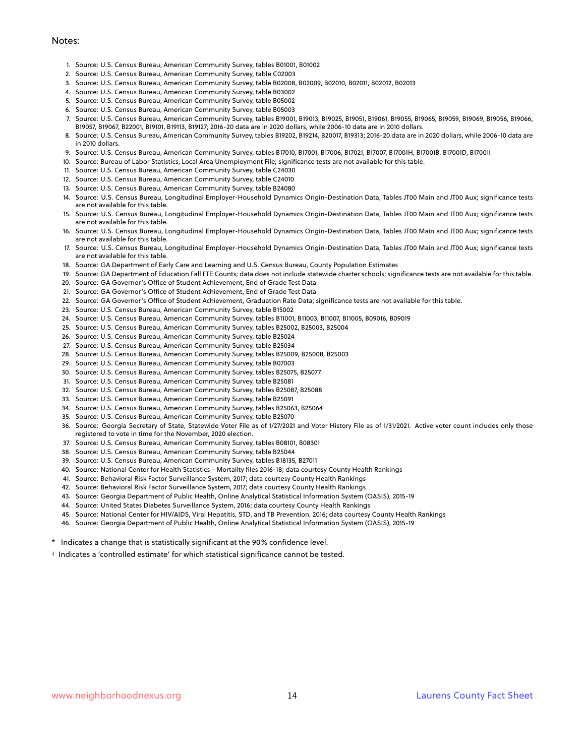Notes:

1. Source: U.S. Census Bureau, American Community Survey, tables B01001, B01002
2. Source: U.S. Census Bureau, American Community Survey, table C02003
3. Source: U.S. Census Bureau, American Community Survey, table B02008, B02009, B02010, B02011, B02012, B02013
4. Source: U.S. Census Bureau, American Community Survey, table B03002
5. Source: U.S. Census Bureau, American Community Survey, table B05002
6. Source: U.S. Census Bureau, American Community Survey, table B05003
7. Source: U.S. Census Bureau, American Community Survey, tables B19001, B19013, B19025, B19051, B19061, B19055, B19065, B19059, B19069, B19056, B19066, B19057, B19067, B22001, B19101, B19113, B19127; 2016-20 data are in 2020 dollars, while 2006-10 data are in 2010 dollars.
8. Source: U.S. Census Bureau, American Community Survey, tables B19202, B19214, B20017, B19313; 2016-20 data are in 2020 dollars, while 2006-10 data are in 2010 dollars.
9. Source: U.S. Census Bureau, American Community Survey, tables B17010, B17001, B17006, B17021, B17007, B17001H, B17001B, B17001D, B17001I
10. Source: Bureau of Labor Statistics, Local Area Unemployment File; significance tests are not available for this table.
11. Source: U.S. Census Bureau, American Community Survey, table C24030
12. Source: U.S. Census Bureau, American Community Survey, table C24010
13. Source: U.S. Census Bureau, American Community Survey, table B24080
14. Source: U.S. Census Bureau, Longitudinal Employer-Household Dynamics Origin-Destination Data, Tables JT00 Main and JT00 Aux; significance tests are not available for this table.
15. Source: U.S. Census Bureau, Longitudinal Employer-Household Dynamics Origin-Destination Data, Tables JT00 Main and JT00 Aux; significance tests are not available for this table.
16. Source: U.S. Census Bureau, Longitudinal Employer-Household Dynamics Origin-Destination Data, Tables JT00 Main and JT00 Aux; significance tests are not available for this table.
17. Source: U.S. Census Bureau, Longitudinal Employer-Household Dynamics Origin-Destination Data, Tables JT00 Main and JT00 Aux; significance tests are not available for this table.
18. Source: GA Department of Early Care and Learning and U.S. Census Bureau, County Population Estimates
19. Source: GA Department of Education Fall FTE Counts; data does not include statewide charter schools; significance tests are not available for this table.
20. Source: GA Governor's Office of Student Achievement, End of Grade Test Data
21. Source: GA Governor's Office of Student Achievement, End of Grade Test Data
22. Source: GA Governor's Office of Student Achievement, Graduation Rate Data; significance tests are not available for this table.
23. Source: U.S. Census Bureau, American Community Survey, table B15002
24. Source: U.S. Census Bureau, American Community Survey, tables B11001, B11003, B11007, B11005, B09016, B09019
25. Source: U.S. Census Bureau, American Community Survey, tables B25002, B25003, B25004
26. Source: U.S. Census Bureau, American Community Survey, table B25024
27. Source: U.S. Census Bureau, American Community Survey, table B25034
28. Source: U.S. Census Bureau, American Community Survey, tables B25009, B25008, B25003
29. Source: U.S. Census Bureau, American Community Survey, table B07003
30. Source: U.S. Census Bureau, American Community Survey, tables B25075, B25077
31. Source: U.S. Census Bureau, American Community Survey, table B25081
32. Source: U.S. Census Bureau, American Community Survey, tables B25087, B25088
33. Source: U.S. Census Bureau, American Community Survey, table B25091
34. Source: U.S. Census Bureau, American Community Survey, tables B25063, B25064
35. Source: U.S. Census Bureau, American Community Survey, table B25070
36. Source: Georgia Secretary of State, Statewide Voter File as of 1/27/2021 and Voter History File as of 1/31/2021. Active voter count includes only those registered to vote in time for the November, 2020 election.
37. Source: U.S. Census Bureau, American Community Survey, tables B08101, B08301
38. Source: U.S. Census Bureau, American Community Survey, table B25044
39. Source: U.S. Census Bureau, American Community Survey, tables B18135, B27011
40. Source: National Center for Health Statistics - Mortality files 2016-18; data courtesy County Health Rankings
41. Source: Behavioral Risk Factor Surveillance System, 2017; data courtesy County Health Rankings
42. Source: Behavioral Risk Factor Surveillance System, 2017; data courtesy County Health Rankings
43. Source: Georgia Department of Public Health, Online Analytical Statistical Information System (OASIS), 2015-19
44. Source: United States Diabetes Surveillance System, 2016; data courtesy County Health Rankings
45. Source: National Center for HIV/AIDS, Viral Hepatitis, STD, and TB Prevention, 2016; data courtesy County Health Rankings
46. Source: Georgia Department of Public Health, Online Analytical Statistical Information System (OASIS), 2015-19

\* Indicates a change that is statistically significant at the 90% confidence level.

† Indicates a 'controlled estimate' for which statistical significance cannot be tested.